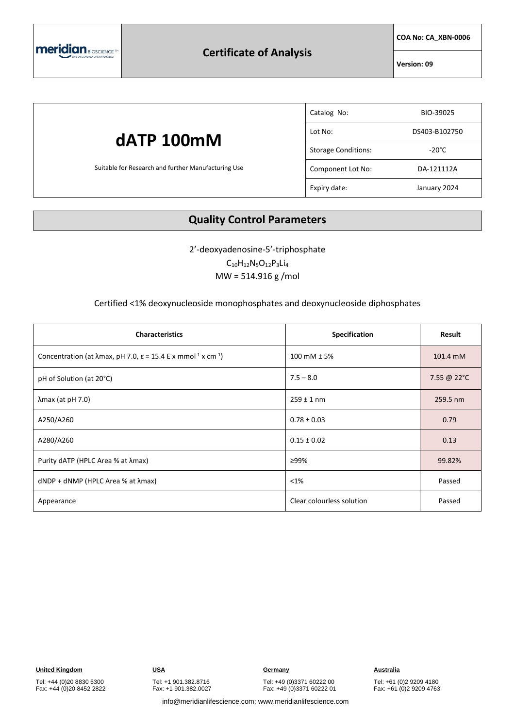# Certificate of Analysis

COA No: CA_XBN-0006

Version: 09

| | | |
|---|---|---|
| **dAPT 100mM** | Catalog No: | BIO-39025 |
| | Lot No: | DS403-B102750 |
| Suitable for Research and further Manufacturing Use | Storage Conditions: | -20°C |
| | Component Lot No: | DA-121112A |
| | Expiry date: | January 2024 |

## Quality Control Parameters

2'-deoxyadenosine-5'-triphosphate

$C_{10}H_{12}N_5O_{12}P_3Li_4$

MW = 514.916 g /mol

Certified <1% deoxynucleoside monophosphates and deoxynucleoside diphosphates

| Characteristics | Specification | Result |
|---|---|---|
| Concentration (at λmax, pH 7.0, ε = 15.4 E x $mmol^{-1}$ x $cm^{-1}$) | 100 mM ± 5% | 101.4 mM |
| pH of Solution (at 20°C) | 7.5 – 8.0 | 7.55 @ 22°C |
| λmax (at pH 7.0) | 259 ± 1 nm | 259.5 nm |
| A250/A260 | 0.78 ± 0.03 | 0.79 |
| A280/A260 | 0.15 ± 0.02 | 0.13 |
| Purity dATP (HPLC Area % at λmax) | ≥99% | 99.82% |
| dNDP + dNMP (HPLC Area % at λmax) | <1% | Passed |
| Appearance | Clear colourless solution | Passed |

**United Kingdom**
Tel: +44 (0)20 8830 5300
Fax: +44 (0)20 8452 2822

**USA**
Tel: +1 901.382.8716
Fax: +1 901.382.0027

**Germany**
Tel: +49 (0)3371 60222 00
Fax: +49 (0)3371 60222 01

**Australia**
Tel: +61 (0)2 9209 4180
Fax: +61 (0)2 9209 4763

info@meridianlifescience.com; www.meridianlifescience.com

# Certificate of Analysis

COA No: CA_XBN-0006

Version: 09

| | | |
|---|---|---|
| **dATP 100mM** | Catalog No: | BIO-39025 |
| | Lot No: | DS403-B102750 |
| Suitable for Research and further Manufacturing Use | Storage Conditions: | -20°C |
| | Component Lot No: | DA-121112A |
| | Expiry date: | January 2024 |

## Quality Control Parameters

2'-deoxyadenosine-5'-triphosphate

$C_{10}H_{12}N_5O_{12}P_3Li_4$

MW = 514.916 g /mol

Certified <1% deoxynucleoside monophosphates and deoxynucleoside diphosphates

| Characteristics | Specification | Result |
|---|---|---|
| Concentration (at λmax, pH 7.0, ε = 15.4 E x $mmol^{-1}$ x $cm^{-1}$) | 100 mM ± 5% | 101.4 mM |
| pH of Solution (at 20°C) | 7.5 – 8.0 | 7.55 @ 22°C |
| λmax (at pH 7.0) | 259 ± 1 nm | 259.5 nm |
| A250/A260 | 0.78 ± 0.03 | 0.79 |
| A280/A260 | 0.15 ± 0.02 | 0.13 |
| Purity dATP (HPLC Area % at λmax) | ≥99% | 99.82% |
| dNDP + dNMP (HPLC Area % at λmax) | <1% | Passed |
| Appearance | Clear colourless solution | Passed |

**United Kingdom**
Tel: +44 (0)20 8830 5300
Fax: +44 (0)20 8452 2822

**USA**
Tel: +1 901.382.8716
Fax: +1 901.382.0027

**Germany**
Tel: +49 (0)3371 60222 00
Fax: +49 (0)3371 60222 01

**Australia**
Tel: +61 (0)2 9209 4180
Fax: +61 (0)2 9209 4763

info@meridianlifescience.com; www.meridianlifescience.com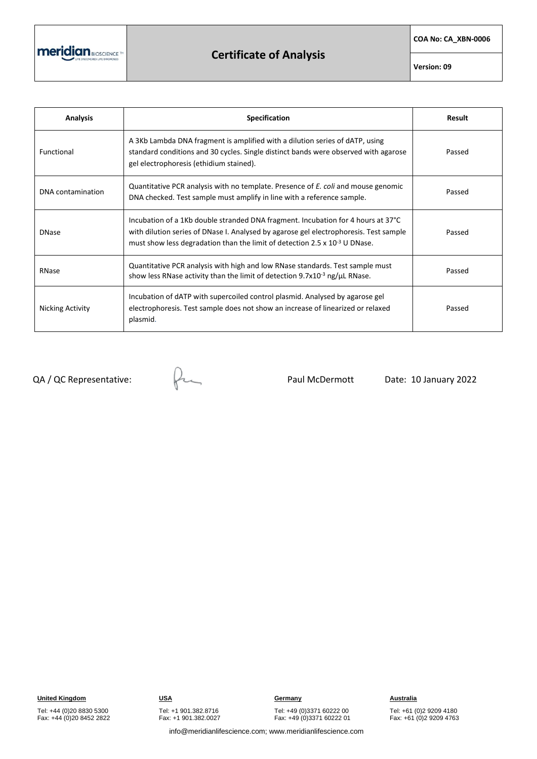| Analysis | Specification | Result |
|---|---|---|
| Functional | A 3Kb Lambda DNA fragment is amplified with a dilution series of dATP, using standard conditions and 30 cycles. Single distinct bands were observed with agarose gel electrophoresis (ethidium stained). | Passed |
| DNA contamination | Quantitative PCR analysis with no template. Presence of *E. coli* and mouse genomic DNA checked. Test sample must amplify in line with a reference sample. | Passed |
| DNase | Incubation of a 1Kb double stranded DNA fragment. Incubation for 4 hours at 37°C with dilution series of DNase I. Analysed by agarose gel electrophoresis. Test sample must show less degradation than the limit of detection $2.5 \times 10^{-3}$ U DNase. | Passed |
| RNase | Quantitative PCR analysis with high and low RNase standards. Test sample must show less RNase activity than the limit of detection $9.7 \times 10^{-3}$ ng/µL RNase. | Passed |
| Nicking Activity | Incubation of dATP with supercoiled control plasmid. Analysed by agarose gel electrophoresis. Test sample does not show an increase of linearized or relaxed plasmid. | Passed |

QA / QC Representative: Paul McDermott Date: 10 January 2022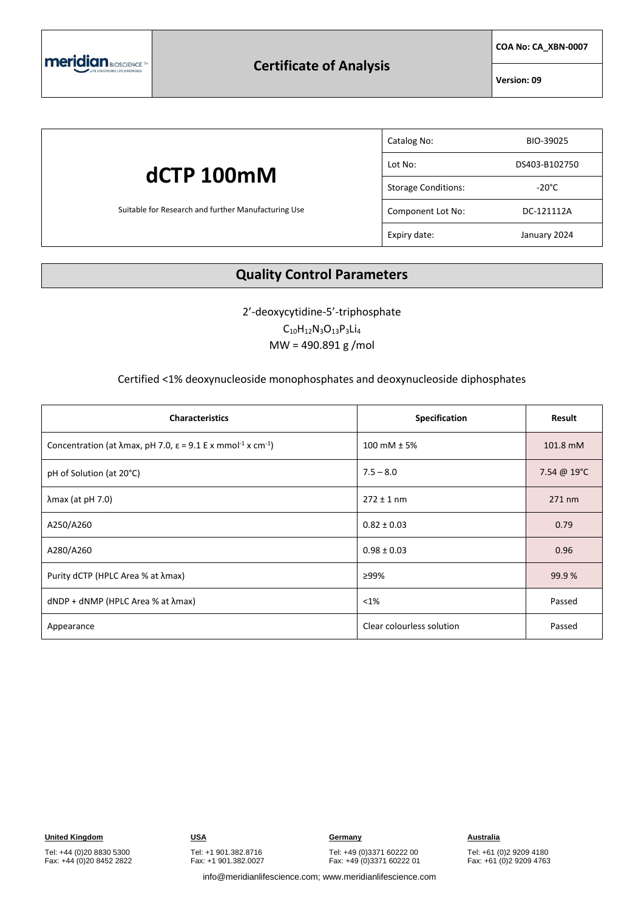**meridian** BIOSCIENCE

## Certificate of Analysis

| COA No: CA_XBN-0007 |
|---|
| Version: 09 |

# dCTP 100mM

Suitable for Research and further Manufacturing Use

| | |
|---|---|
| Catalog No: | BIO-39025 |
| Lot No: | DS403-B102750 |
| Storage Conditions: | -20°C |
| Component Lot No: | DC-121112A |
| Expiry date: | January 2024 |

## Quality Control Parameters

2'-deoxycytidine-5'-triphosphate

$C_{10}H_{12}N_3O_{13}P_3Li_4$

MW = 490.891 g /mol

Certified <1% deoxynucleoside monophosphates and deoxynucleoside diphosphates

| Characteristics | Specification | Result |
|---|---|---|
| Concentration (at λmax, pH 7.0, $\varepsilon$ = 9.1 E x mmol$^{-1}$ x cm$^{-1}$) | 100 mM ± 5% | 101.8 mM |
| pH of Solution (at 20°C) | 7.5 – 8.0 | 7.54 @ 19°C |
| λmax (at pH 7.0) | 272 ± 1 nm | 271 nm |
| A250/A260 | 0.82 ± 0.03 | 0.79 |
| A280/A260 | 0.98 ± 0.03 | 0.96 |
| Purity dCTP (HPLC Area % at λmax) | ≥99% | 99.9 % |
| dNDP + dNMP (HPLC Area % at λmax) | <1% | Passed |
| Appearance | Clear colourless solution | Passed |

**United Kingdom**
Tel: +44 (0)20 8830 5300
Fax: +44 (0)20 8452 2822

**USA**
Tel: +1 901.382.8716
Fax: +1 901.382.0027

**Germany**
Tel: +49 (0)3371 60222 00
Fax: +49 (0)3371 60222 01

**Australia**
Tel: +61 (0)2 9209 4180
Fax: +61 (0)2 9209 4763

info@meridianlifescience.com; www.meridianlifescience.com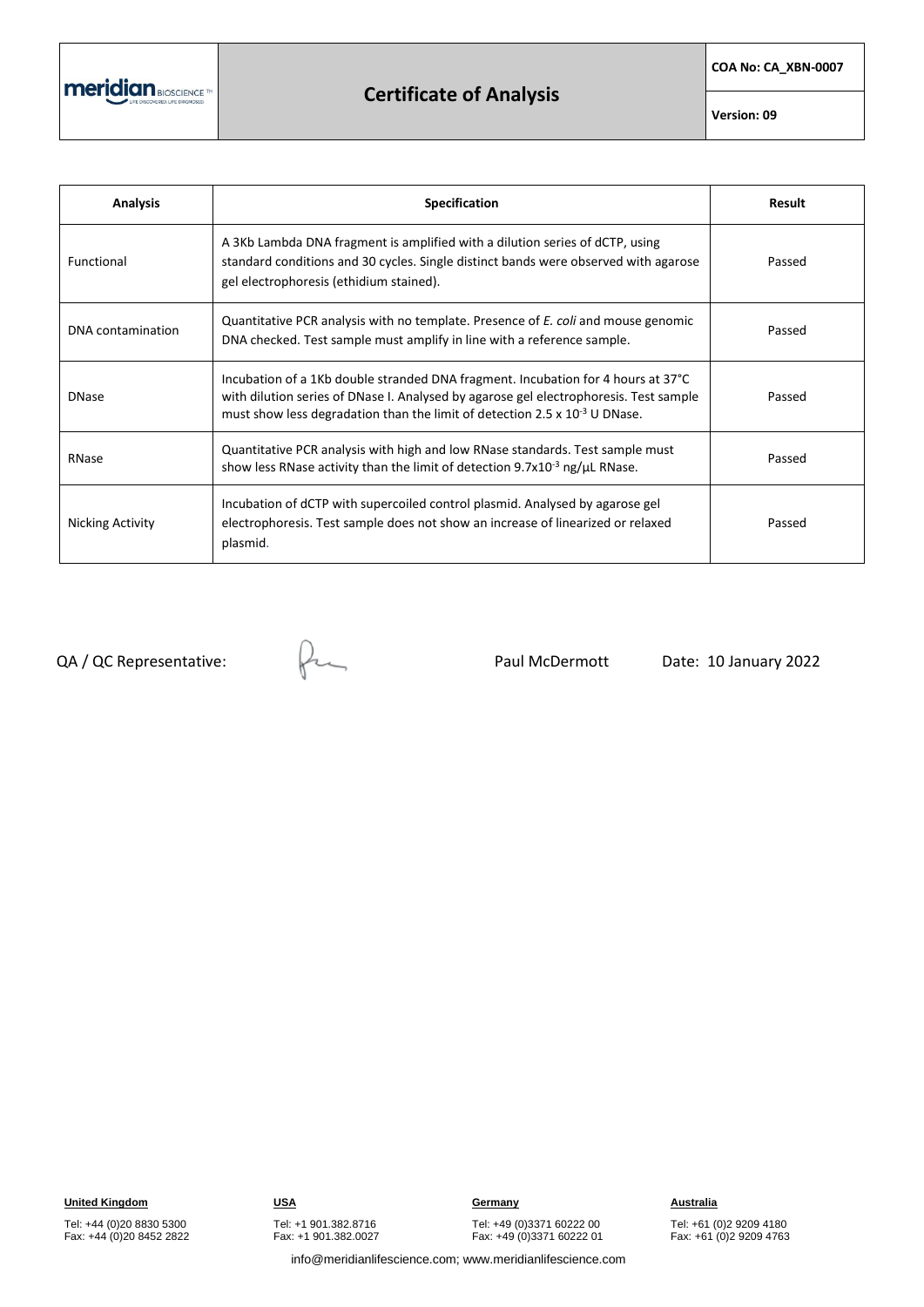| COA No: CA_XBN-0007 |
| --- |
| Version: 09 |

# Certificate of Analysis

| Analysis | Specification | Result |
| --- | --- | --- |
| Functional | A 3Kb Lambda DNA fragment is amplified with a dilution series of dCTP, using standard conditions and 30 cycles. Single distinct bands were observed with agarose gel electrophoresis (ethidium stained). | Passed |
| DNA contamination | Quantitative PCR analysis with no template. Presence of *E. coli* and mouse genomic DNA checked. Test sample must amplify in line with a reference sample. | Passed |
| DNase | Incubation of a 1Kb double stranded DNA fragment. Incubation for 4 hours at 37°C with dilution series of DNase I. Analysed by agarose gel electrophoresis. Test sample must show less degradation than the limit of detection $2.5 \times 10^{-3}$ U DNase. | Passed |
| RNase | Quantitative PCR analysis with high and low RNase standards. Test sample must show less RNase activity than the limit of detection $9.7 \times 10^{-3}$ ng/µL RNase. | Passed |
| Nicking Activity | Incubation of dCTP with supercoiled control plasmid. Analysed by agarose gel electrophoresis. Test sample does not show an increase of linearized or relaxed plasmid. | Passed |

QA / QC Representative: Paul McDermott Date: 10 January 2022

**United Kingdom**
Tel: +44 (0)20 8830 5300
Fax: +44 (0)20 8452 2822

**USA**
Tel: +1 901.382.8716
Fax: +1 901.382.0027

**Germany**
Tel: +49 (0)3371 60222 00
Fax: +49 (0)3371 60222 01

**Australia**
Tel: +61 (0)2 9209 4180
Fax: +61 (0)2 9209 4763

info@meridianlifescience.com; www.meridianlifescience.com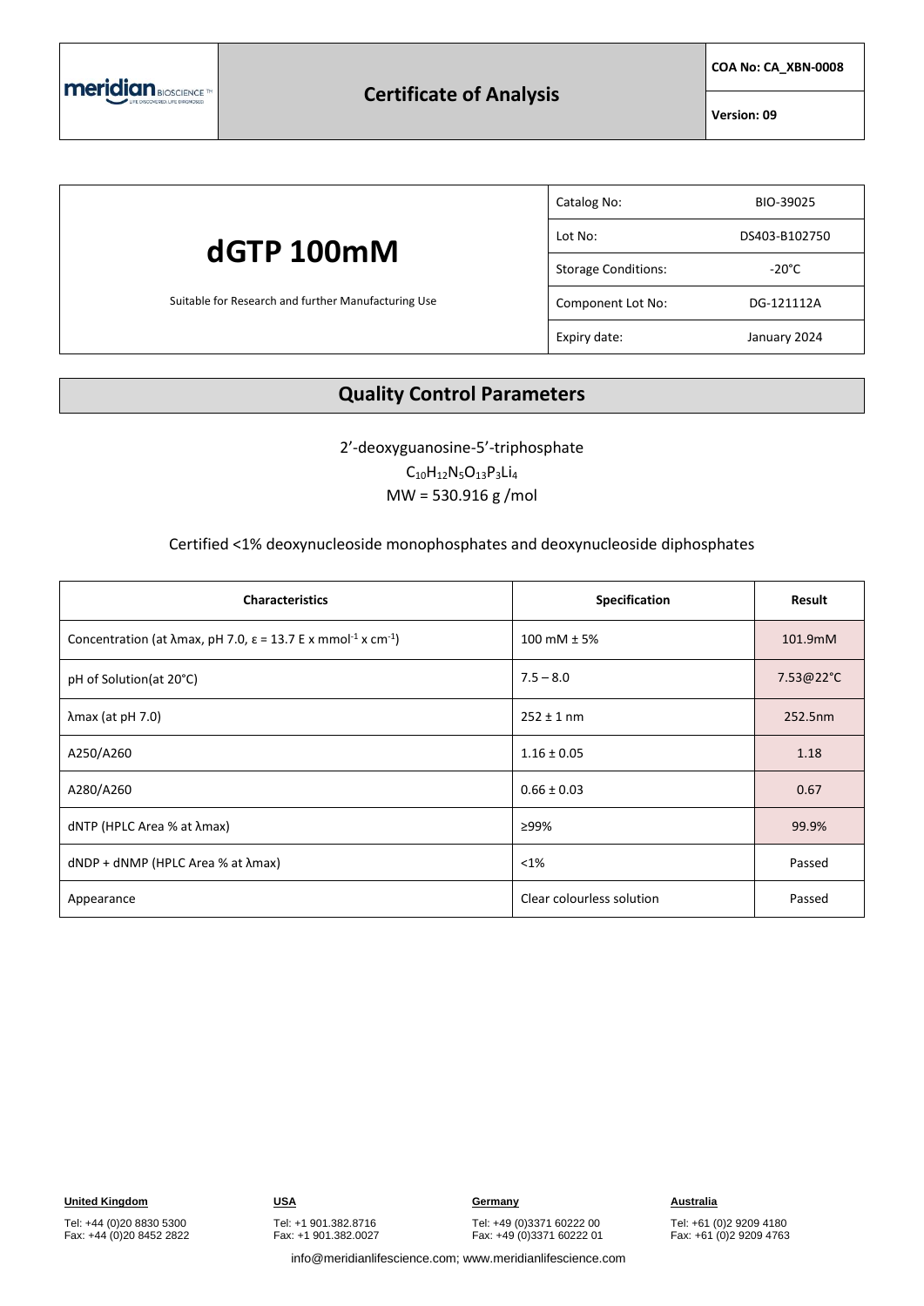# Certificate of Analysis

| COA No: CA_XBN-0008 |
|---|
| Version: 09 |

## dGTP 100mM

Suitable for Research and further Manufacturing Use

| | |
|---|---|
| Catalog No: | BIO-39025 |
| Lot No: | DS403-B102750 |
| Storage Conditions: | -20°C |
| Component Lot No: | DG-121112A |
| Expiry date: | January 2024 |

## Quality Control Parameters

2'-deoxyguanosine-5'-triphosphate

$C_{10}H_{12}N_5O_{13}P_3Li_4$

MW = 530.916 g /mol

Certified <1% deoxynucleoside monophosphates and deoxynucleoside diphosphates

| Characteristics | Specification | Result |
|---|---|---|
| Concentration (at λmax, pH 7.0, ε = 13.7 E x $mmol^{-1}$ x $cm^{-1}$) | 100 mM ± 5% | 101.9mM |
| pH of Solution(at 20°C) | 7.5 – 8.0 | 7.53@22°C |
| λmax (at pH 7.0) | 252 ± 1 nm | 252.5nm |
| A250/A260 | 1.16 ± 0.05 | 1.18 |
| A280/A260 | 0.66 ± 0.03 | 0.67 |
| dNTP (HPLC Area % at λmax) | ≥99% | 99.9% |
| dNDP + dNMP (HPLC Area % at λmax) | <1% | Passed |
| Appearance | Clear colourless solution | Passed |

**United Kingdom**
Tel: +44 (0)20 8830 5300
Fax: +44 (0)20 8452 2822

**USA**
Tel: +1 901.382.8716
Fax: +1 901.382.0027

**Germany**
Tel: +49 (0)3371 60222 00
Fax: +49 (0)3371 60222 01

**Australia**
Tel: +61 (0)2 9209 4180
Fax: +61 (0)2 9209 4763

info@meridianlifescience.com; www.meridianlifescience.com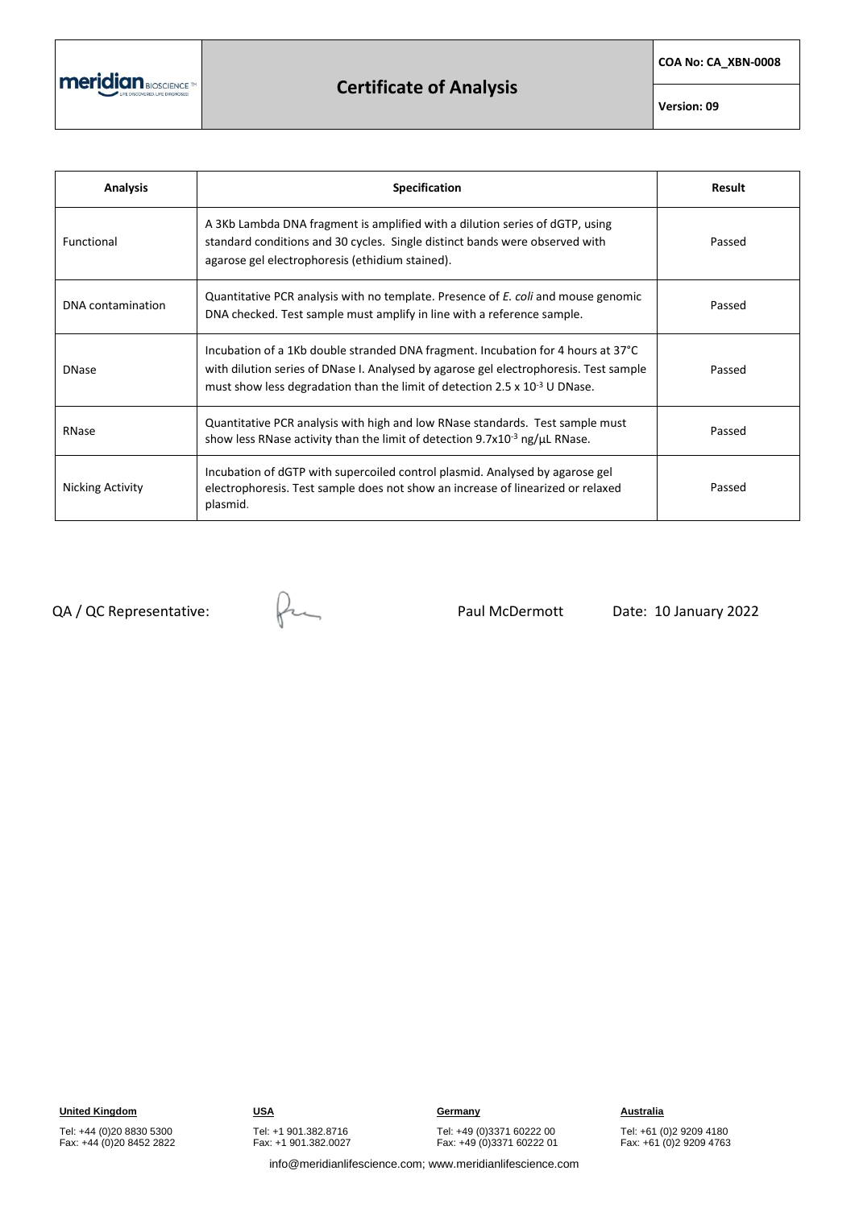| meridian BIOSCIENCE | # Certificate of Analysis | COA No: CA_XBN-0008 |
|---|---|---|
| | | Version: 09 |

| Analysis | Specification | Result |
|---|---|---|
| Functional | A 3Kb Lambda DNA fragment is amplified with a dilution series of dGTP, using standard conditions and 30 cycles. Single distinct bands were observed with agarose gel electrophoresis (ethidium stained). | Passed |
| DNA contamination | Quantitative PCR analysis with no template. Presence of *E. coli* and mouse genomic DNA checked. Test sample must amplify in line with a reference sample. | Passed |
| DNase | Incubation of a 1Kb double stranded DNA fragment. Incubation for 4 hours at 37°C with dilution series of DNase I. Analysed by agarose gel electrophoresis. Test sample must show less degradation than the limit of detection $2.5 \times 10^{-3}$ U DNase. | Passed |
| RNase | Quantitative PCR analysis with high and low RNase standards. Test sample must show less RNase activity than the limit of detection $9.7 \times 10^{-3}$ ng/µL RNase. | Passed |
| Nicking Activity | Incubation of dGTP with supercoiled control plasmid. Analysed by agarose gel electrophoresis. Test sample does not show an increase of linearized or relaxed plasmid. | Passed |

QA / QC Representative: Paul McDermott Date: 10 January 2022

**United Kingdom**
Tel: +44 (0)20 8830 5300
Fax: +44 (0)20 8452 2822

**USA**
Tel: +1 901.382.8716
Fax: +1 901.382.0027

**Germany**
Tel: +49 (0)3371 60222 00
Fax: +49 (0)3371 60222 01

**Australia**
Tel: +61 (0)2 9209 4180
Fax: +61 (0)2 9209 4763

info@meridianlifescience.com; www.meridianlifescience.com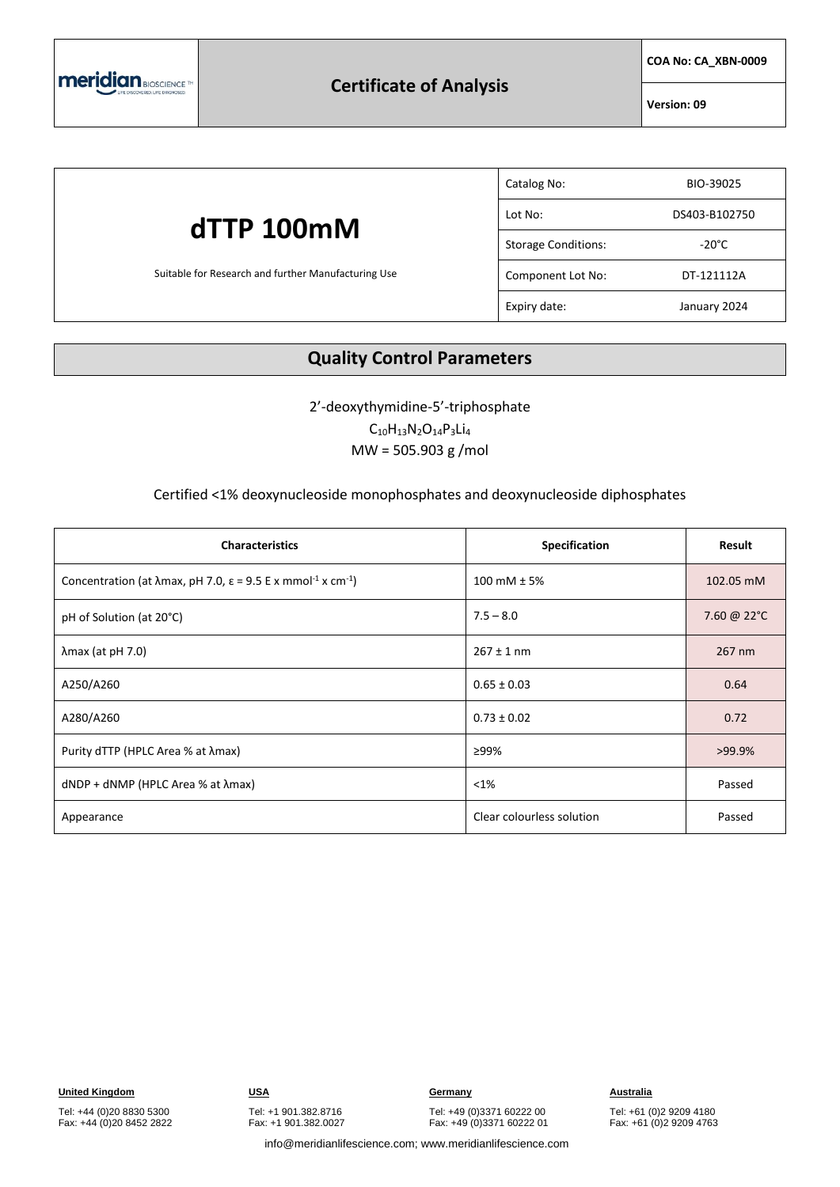| meridian BIOSCIENCE | Certificate of Analysis | COA No: CA_XBN-0009 |
|---|---|---|
| | | Version: 09 |

# dTTP 100mM

Suitable for Research and further Manufacturing Use

| | |
|---|---|
| Catalog No: | BIO-39025 |
| Lot No: | DS403-B102750 |
| Storage Conditions: | -20°C |
| Component Lot No: | DT-121112A |
| Expiry date: | January 2024 |

## Quality Control Parameters

2'-deoxythymidine-5'-triphosphate

$C_{10}H_{13}N_2O_{14}P_3Li_4$

MW = 505.903 g /mol

Certified <1% deoxynucleoside monophosphates and deoxynucleoside diphosphates

| Characteristics | Specification | Result |
|---|---|---|
| Concentration (at λmax, pH 7.0, ε = 9.5 E x $mmol^{-1}$ x $cm^{-1}$) | 100 mM ± 5% | 102.05 mM |
| pH of Solution (at 20°C) | 7.5 – 8.0 | 7.60 @ 22°C |
| λmax (at pH 7.0) | 267 ± 1 nm | 267 nm |
| A250/A260 | 0.65 ± 0.03 | 0.64 |
| A280/A260 | 0.73 ± 0.02 | 0.72 |
| Purity dTTP (HPLC Area % at λmax) | ≥99% | >99.9% |
| dNDP + dNMP (HPLC Area % at λmax) | <1% | Passed |
| Appearance | Clear colourless solution | Passed |

**United Kingdom**
Tel: +44 (0)20 8830 5300
Fax: +44 (0)20 8452 2822

**USA**
Tel: +1 901.382.8716
Fax: +1 901.382.0027

**Germany**
Tel: +49 (0)3371 60222 00
Fax: +49 (0)3371 60222 01

**Australia**
Tel: +61 (0)2 9209 4180
Fax: +61 (0)2 9209 4763

info@meridianlifescience.com; www.meridianlifescience.com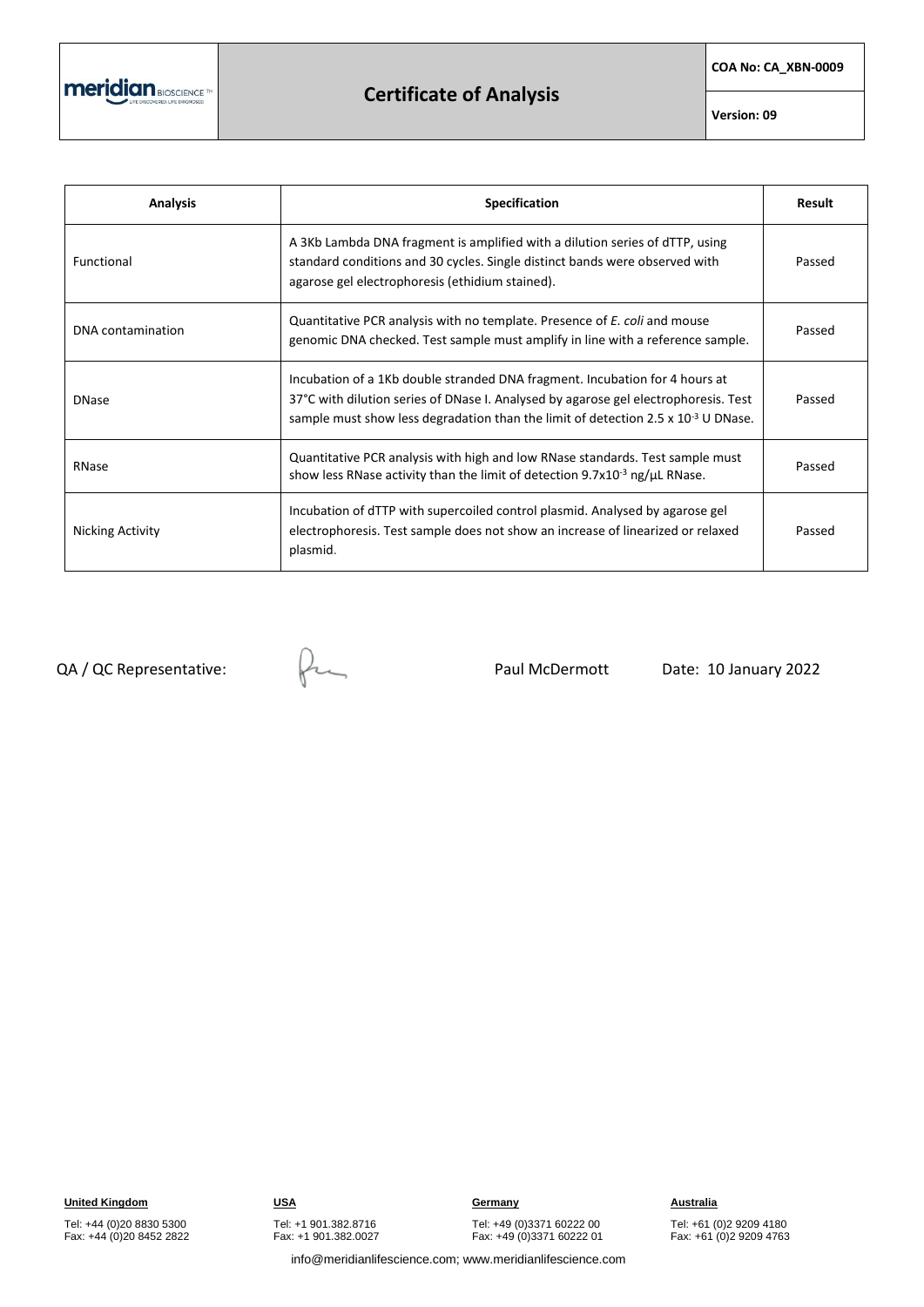| Analysis | Specification | Result |
|---|---|---|
| Functional | A 3Kb Lambda DNA fragment is amplified with a dilution series of dTTP, using standard conditions and 30 cycles. Single distinct bands were observed with agarose gel electrophoresis (ethidium stained). | Passed |
| DNA contamination | Quantitative PCR analysis with no template. Presence of *E. coli* and mouse genomic DNA checked. Test sample must amplify in line with a reference sample. | Passed |
| DNase | Incubation of a 1Kb double stranded DNA fragment. Incubation for 4 hours at 37°C with dilution series of DNase I. Analysed by agarose gel electrophoresis. Test sample must show less degradation than the limit of detection $2.5 \times 10^{-3}$ U DNase. | Passed |
| RNase | Quantitative PCR analysis with high and low RNase standards. Test sample must show less RNase activity than the limit of detection $9.7 \times 10^{-3}$ ng/µL RNase. | Passed |
| Nicking Activity | Incubation of dTTP with supercoiled control plasmid. Analysed by agarose gel electrophoresis. Test sample does not show an increase of linearized or relaxed plasmid. | Passed |

QA / QC Representative: Paul McDermott Date: 10 January 2022

**United Kingdom**
Tel: +44 (0)20 8830 5300
Fax: +44 (0)20 8452 2822

**USA**
Tel: +1 901.382.8716
Fax: +1 901.382.0027

**Germany**
Tel: +49 (0)3371 60222 00
Fax: +49 (0)3371 60222 01

**Australia**
Tel: +61 (0)2 9209 4180
Fax: +61 (0)2 9209 4763

info@meridianlifescience.com; www.meridianlifescience.com